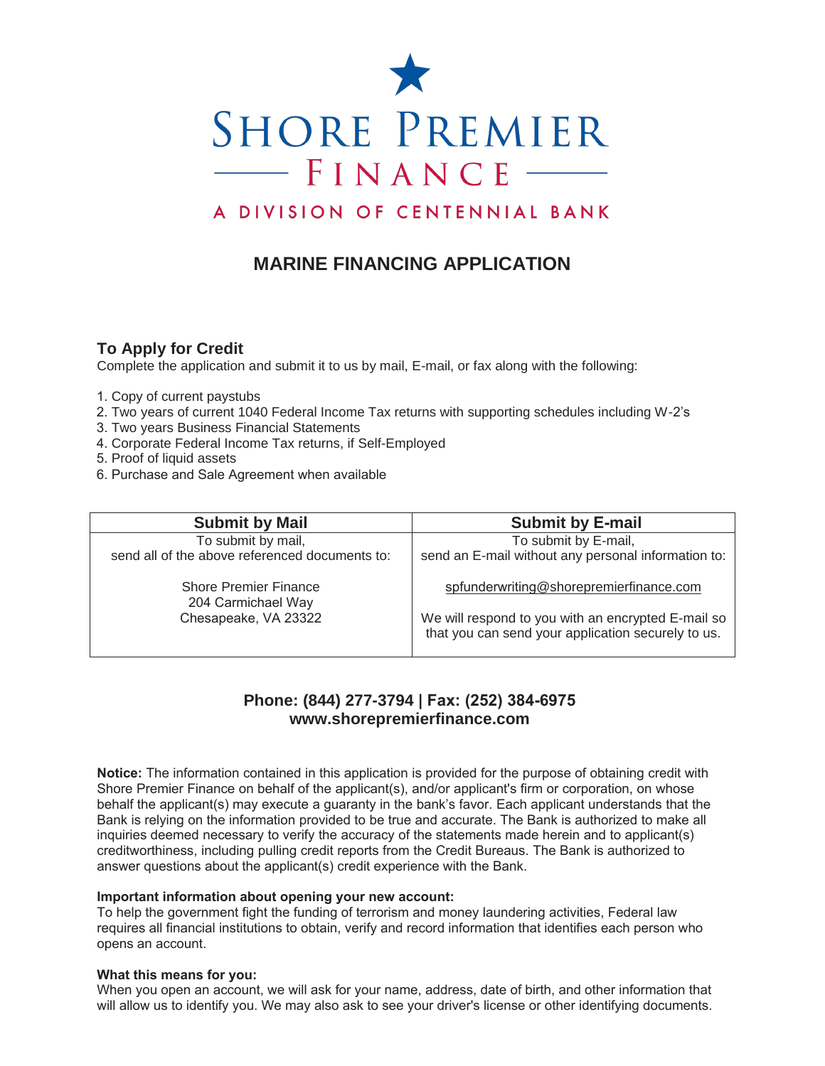# SHORE PREMIER FINANCE

A DIVISION OF CENTENNIAL BANK

## MARINE FINANCING APPLICATION

### To Apply for Credit

Complete the application and submit it to us by mail, E-mail, or fax along with the following:

1. Copy of current paystubs
2. Two years of current 1040 Federal Income Tax returns with supporting schedules including W-2's
3. Two years Business Financial Statements
4. Corporate Federal Income Tax returns, if Self-Employed
5. Proof of liquid assets
6. Purchase and Sale Agreement when available

| Submit by Mail | Submit by E-mail |
|---|---|
| To submit by mail, send all of the above referenced documents to:<br><br>Shore Premier Finance<br>204 Carmichael Way<br>Chesapeake, VA 23322 | To submit by E-mail, send an E-mail without any personal information to:<br><br>spfunderwriting@shorepremierfinance.com<br><br>We will respond to you with an encrypted E-mail so that you can send your application securely to us. |

**Phone: (844) 277-3794 | Fax: (252) 384-6975**
**www.shorepremierfinance.com**

**Notice:** The information contained in this application is provided for the purpose of obtaining credit with Shore Premier Finance on behalf of the applicant(s), and/or applicant's firm or corporation, on whose behalf the applicant(s) may execute a guaranty in the bank's favor. Each applicant understands that the Bank is relying on the information provided to be true and accurate. The Bank is authorized to make all inquiries deemed necessary to verify the accuracy of the statements made herein and to applicant(s) creditworthiness, including pulling credit reports from the Credit Bureaus. The Bank is authorized to answer questions about the applicant(s) credit experience with the Bank.

**Important information about opening your new account:**
To help the government fight the funding of terrorism and money laundering activities, Federal law requires all financial institutions to obtain, verify and record information that identifies each person who opens an account.

**What this means for you:**
When you open an account, we will ask for your name, address, date of birth, and other information that will allow us to identify you. We may also ask to see your driver's license or other identifying documents.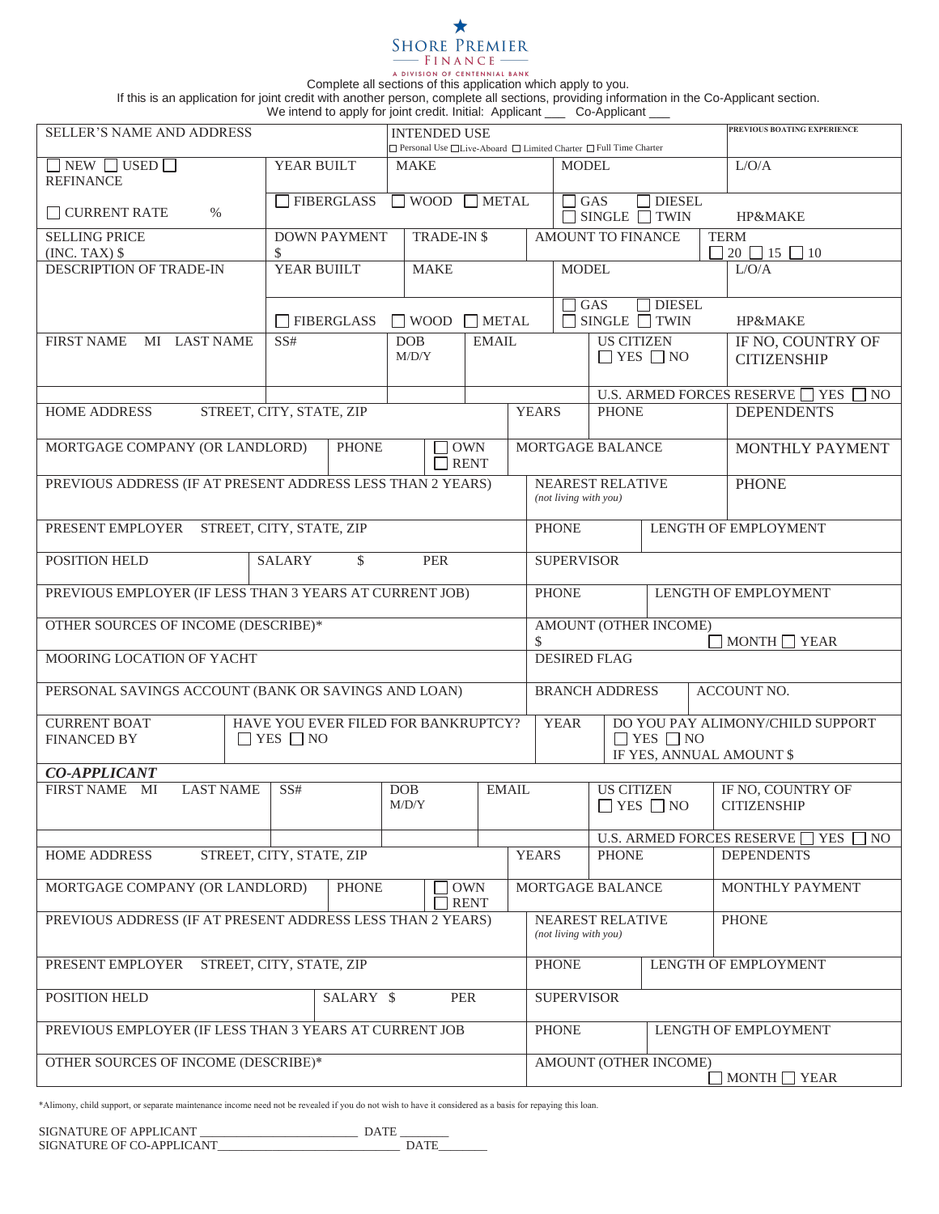# SHORE PREMIER FINANCE

A DIVISION OF CENTENNIAL BANK

Complete all sections of this application which apply to you.
If this is an application for joint credit with another person, complete all sections, providing information in the Co-Applicant section.
We intend to apply for joint credit. Initial: Applicant ___ Co-Applicant ___

| SELLER'S NAME AND ADDRESS | INTENDED USE ☐ Personal Use ☐ Live-Aboard ☐ Limited Charter ☐ Full Time Charter | PREVIOUS BOATING EXPERIENCE |
|---|---|---|

| ☐ NEW ☐ USED ☐ REFINANCE | YEAR BUILT | MAKE | MODEL | L/O/A |
|---|---|---|---|---|
| ☐ CURRENT RATE % | ☐ FIBERGLASS | ☐ WOOD ☐ METAL | ☐ GAS ☐ DIESEL ☐ SINGLE ☐ TWIN | HP&MAKE |

| SELLING PRICE (INC. TAX) $ | DOWN PAYMENT $ | TRADE-IN $ | AMOUNT TO FINANCE | TERM ☐ 20 ☐ 15 ☐ 10 |
|---|---|---|---|---|

| DESCRIPTION OF TRADE-IN | YEAR BUIILT | MAKE | MODEL | L/O/A |
|---|---|---|---|---|
| | ☐ FIBERGLASS | ☐ WOOD ☐ METAL | ☐ GAS ☐ DIESEL ☐ SINGLE ☐ TWIN | HP&MAKE |

| FIRST NAME MI LAST NAME | SS# | DOB M/D/Y | EMAIL | US CITIZEN ☐ YES ☐ NO | IF NO, COUNTRY OF CITIZENSHIP |
|---|---|---|---|---|---|
| | | | | U.S. ARMED FORCES RESERVE ☐ YES ☐ NO | |

| HOME ADDRESS STREET, CITY, STATE, ZIP | YEARS | PHONE | DEPENDENTS |
|---|---|---|---|

| MORTGAGE COMPANY (OR LANDLORD) | PHONE | ☐ OWN ☐ RENT | MORTGAGE BALANCE | MONTHLY PAYMENT |
|---|---|---|---|---|

| PREVIOUS ADDRESS (IF AT PRESENT ADDRESS LESS THAN 2 YEARS) | NEAREST RELATIVE *(not living with you)* | PHONE |
|---|---|---|

| PRESENT EMPLOYER STREET, CITY, STATE, ZIP | PHONE | LENGTH OF EMPLOYMENT |
|---|---|---|

| POSITION HELD | SALARY $ PER | SUPERVISOR |
|---|---|---|

| PREVIOUS EMPLOYER (IF LESS THAN 3 YEARS AT CURRENT JOB) | PHONE | LENGTH OF EMPLOYMENT |
|---|---|---|

| OTHER SOURCES OF INCOME (DESCRIBE)* | AMOUNT (OTHER INCOME) $ ☐ MONTH ☐ YEAR |
|---|---|
| MOORING LOCATION OF YACHT | DESIRED FLAG |

| PERSONAL SAVINGS ACCOUNT (BANK OR SAVINGS AND LOAN) | BRANCH ADDRESS | ACCOUNT NO. |
|---|---|---|

| CURRENT BOAT FINANCED BY | HAVE YOU EVER FILED FOR BANKRUPTCY? ☐ YES ☐ NO | YEAR | DO YOU PAY ALIMONY/CHILD SUPPORT ☐ YES ☐ NO IF YES, ANNUAL AMOUNT $ |
|---|---|---|---|

***CO-APPLICANT***

| FIRST NAME MI LAST NAME | SS# | DOB M/D/Y | EMAIL | US CITIZEN ☐ YES ☐ NO | IF NO, COUNTRY OF CITIZENSHIP |
|---|---|---|---|---|---|
| | | | | U.S. ARMED FORCES RESERVE ☐ YES ☐ NO | |

| HOME ADDRESS STREET, CITY, STATE, ZIP | YEARS | PHONE | DEPENDENTS |
|---|---|---|---|

| MORTGAGE COMPANY (OR LANDLORD) | PHONE | ☐ OWN ☐ RENT | MORTGAGE BALANCE | MONTHLY PAYMENT |
|---|---|---|---|---|

| PREVIOUS ADDRESS (IF AT PRESENT ADDRESS LESS THAN 2 YEARS) | NEAREST RELATIVE *(not living with you)* | PHONE |
|---|---|---|

| PRESENT EMPLOYER STREET, CITY, STATE, ZIP | PHONE | LENGTH OF EMPLOYMENT |
|---|---|---|

| POSITION HELD | SALARY $ PER | SUPERVISOR |
|---|---|---|

| PREVIOUS EMPLOYER (IF LESS THAN 3 YEARS AT CURRENT JOB | PHONE | LENGTH OF EMPLOYMENT |
|---|---|---|

| OTHER SOURCES OF INCOME (DESCRIBE)* | AMOUNT (OTHER INCOME) ☐ MONTH ☐ YEAR |
|---|---|

*Alimony, child support, or separate maintenance income need not be revealed if you do not wish to have it considered as a basis for repaying this loan.

SIGNATURE OF APPLICANT _________________________ DATE ________
SIGNATURE OF CO-APPLICANT_____________________________ DATE________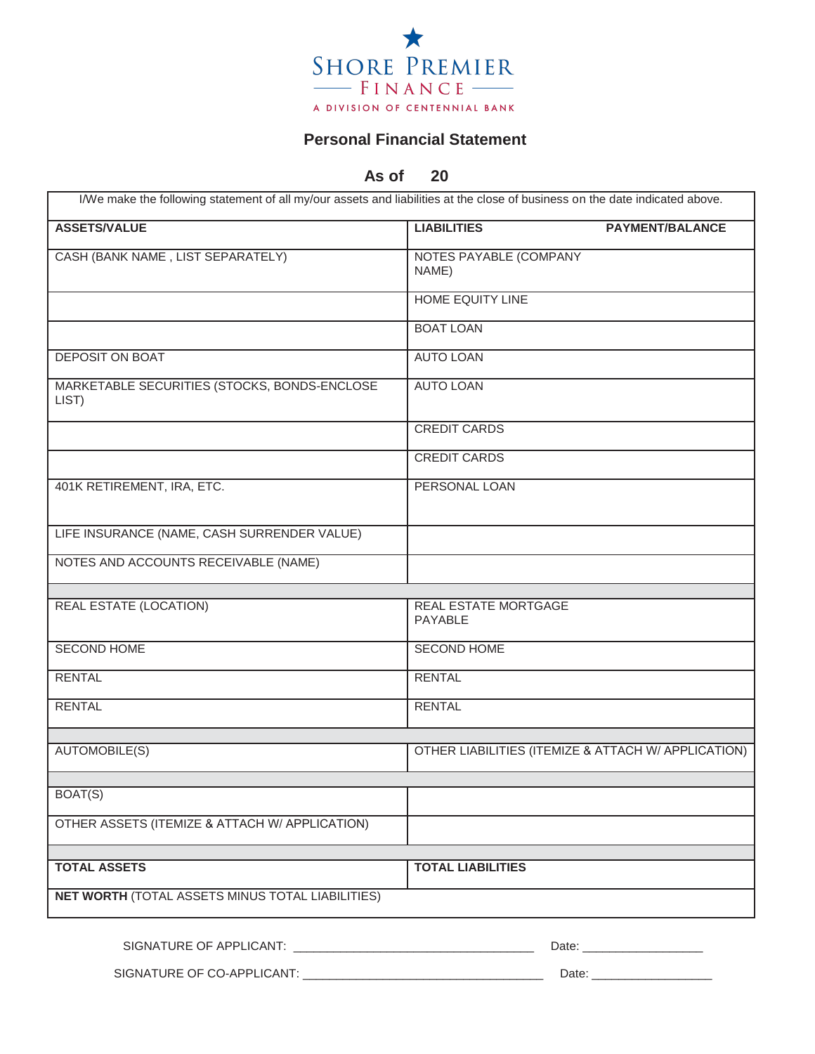SHORE PREMIER
FINANCE
A DIVISION OF CENTENNIAL BANK

# Personal Financial Statement

**As of 20**

| I/We make the following statement of all my/our assets and liabilities at the close of business on the date indicated above. | | |
|---|---|---|
| **ASSETS/VALUE** | **LIABILITIES** | **PAYMENT/BALANCE** |
| CASH (BANK NAME , LIST SEPARATELY) | NOTES PAYABLE (COMPANY NAME) | |
| | HOME EQUITY LINE | |
| | BOAT LOAN | |
| DEPOSIT ON BOAT | AUTO LOAN | |
| MARKETABLE SECURITIES (STOCKS, BONDS-ENCLOSE LIST) | AUTO LOAN | |
| | CREDIT CARDS | |
| | CREDIT CARDS | |
| 401K RETIREMENT, IRA, ETC. | PERSONAL LOAN | |
| LIFE INSURANCE (NAME, CASH SURRENDER VALUE) | | |
| NOTES AND ACCOUNTS RECEIVABLE (NAME) | | |
| | | |
| REAL ESTATE (LOCATION) | REAL ESTATE MORTGAGE PAYABLE | |
| SECOND HOME | SECOND HOME | |
| RENTAL | RENTAL | |
| RENTAL | RENTAL | |
| | | |
| AUTOMOBILE(S) | OTHER LIABILITIES (ITEMIZE & ATTACH W/ APPLICATION) | |
| | | |
| BOAT(S) | | |
| OTHER ASSETS (ITEMIZE & ATTACH W/ APPLICATION) | | |
| | | |
| **TOTAL ASSETS** | **TOTAL LIABILITIES** | |
| **NET WORTH** (TOTAL ASSETS MINUS TOTAL LIABILITIES) | | |

SIGNATURE OF APPLICANT: ___________________________________ Date: _________________

SIGNATURE OF CO-APPLICANT: ___________________________________ Date: _________________